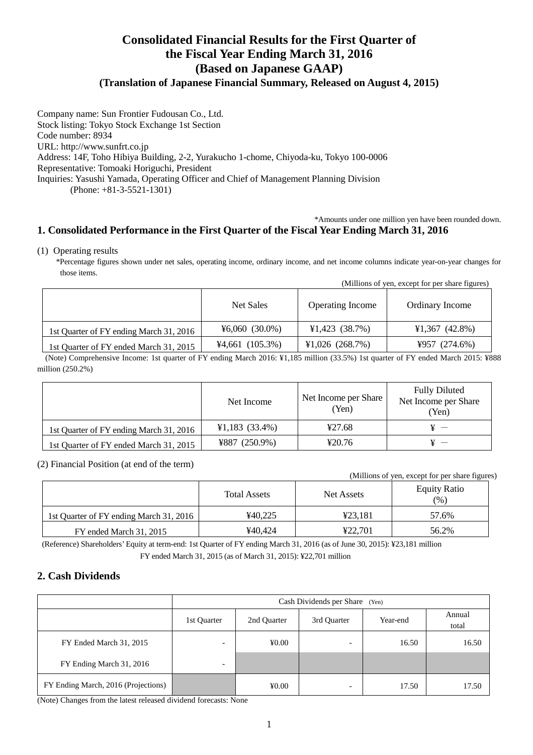# Consolidated Financial Results for the First Quarter of the Fiscal Year Ending March 31, 2016 (Based on Japanese GAAP)

**(Translation of Japanese Financial Summary, Released on August 4, 2015)**

Company name: Sun Frontier Fudousan Co., Ltd.
Stock listing: Tokyo Stock Exchange 1st Section
Code number: 8934
URL: http://www.sunfrt.co.jp
Address: 14F, Toho Hibiya Building, 2-2, Yurakucho 1-chome, Chiyoda-ku, Tokyo 100-0006
Representative: Tomoaki Horiguchi, President
Inquiries: Yasushi Yamada, Operating Officer and Chief of Management Planning Division
(Phone: +81-3-5521-1301)

*Amounts under one million yen have been rounded down.

## 1. Consolidated Performance in the First Quarter of the Fiscal Year Ending March 31, 2016

(1) Operating results

*Percentage figures shown under net sales, operating income, ordinary income, and net income columns indicate year-on-year changes for those items.

(Millions of yen, except for per share figures)

| | Net Sales | Operating Income | Ordinary Income |
|---|---|---|---|
| 1st Quarter of FY ending March 31, 2016 | ¥6,060 (30.0%) | ¥1,423 (38.7%) | ¥1,367 (42.8%) |
| 1st Quarter of FY ended March 31, 2015 | ¥4,661 (105.3%) | ¥1,026 (268.7%) | ¥957 (274.6%) |

(Note) Comprehensive Income: 1st quarter of FY ending March 2016: ¥1,185 million (33.5%) 1st quarter of FY ended March 2015: ¥888 million (250.2%)

| | Net Income | Net Income per Share (Yen) | Fully Diluted Net Income per Share (Yen) |
|---|---|---|---|
| 1st Quarter of FY ending March 31, 2016 | ¥1,183 (33.4%) | ¥27.68 | ¥ — |
| 1st Quarter of FY ended March 31, 2015 | ¥887 (250.9%) | ¥20.76 | ¥ — |

(2) Financial Position (at end of the term)

(Millions of yen, except for per share figures)

| | Total Assets | Net Assets | Equity Ratio (%) |
|---|---|---|---|
| 1st Quarter of FY ending March 31, 2016 | ¥40,225 | ¥23,181 | 57.6% |
| FY ended March 31, 2015 | ¥40,424 | ¥22,701 | 56.2% |

(Reference) Shareholders' Equity at term-end: 1st Quarter of FY ending March 31, 2016 (as of June 30, 2015): ¥23,181 million
FY ended March 31, 2015 (as of March 31, 2015): ¥22,701 million

## 2. Cash Dividends

| | Cash Dividends per Share (Yen) | | | | |
|---|---|---|---|---|---|
| | 1st Quarter | 2nd Quarter | 3rd Quarter | Year-end | Annual total |
| FY Ended March 31, 2015 | - | ¥0.00 | - | 16.50 | 16.50 |
| FY Ending March 31, 2016 | - | | | | |
| FY Ending March, 2016 (Projections) | | ¥0.00 | - | 17.50 | 17.50 |

(Note) Changes from the latest released dividend forecasts: None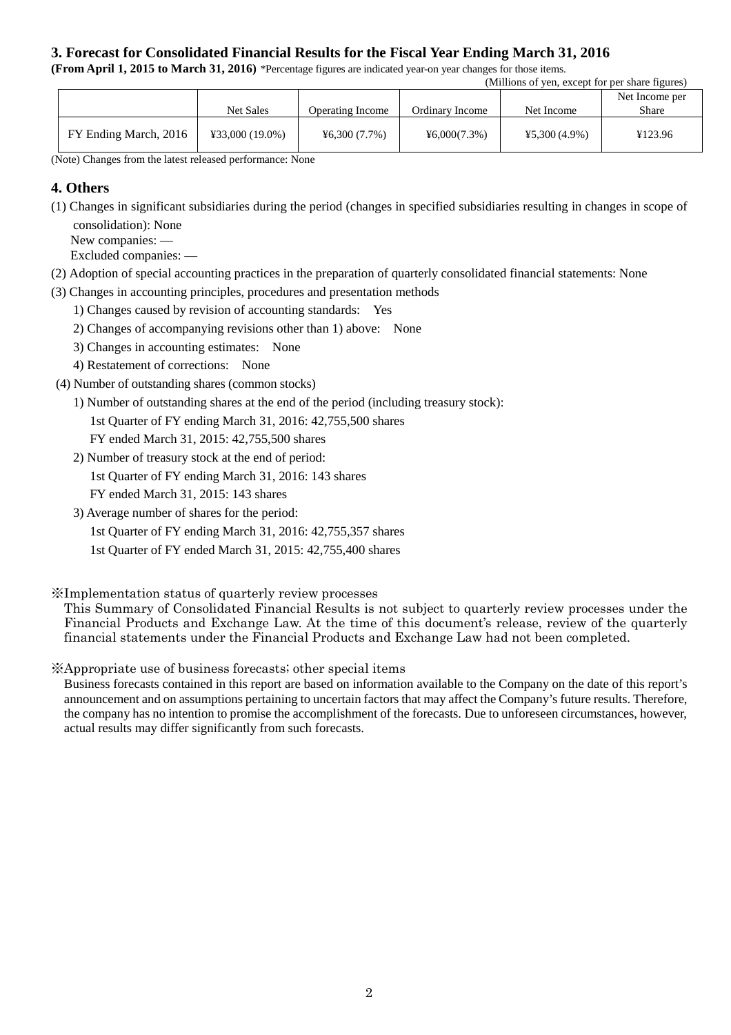## 3. Forecast for Consolidated Financial Results for the Fiscal Year Ending March 31, 2016

**(From April 1, 2015 to March 31, 2016)** *Percentage figures are indicated year-on year changes for those items.

(Millions of yen, except for per share figures)

| | Net Sales | Operating Income | Ordinary Income | Net Income | Net Income per Share |
|---|---|---|---|---|---|
| FY Ending March, 2016 | ¥33,000 (19.0%) | ¥6,300 (7.7%) | ¥6,000(7.3%) | ¥5,300 (4.9%) | ¥123.96 |

(Note) Changes from the latest released performance: None

## 4. Others

(1) Changes in significant subsidiaries during the period (changes in specified subsidiaries resulting in changes in scope of consolidation): None

New companies: —

Excluded companies: —

(2) Adoption of special accounting practices in the preparation of quarterly consolidated financial statements: None

(3) Changes in accounting principles, procedures and presentation methods

1) Changes caused by revision of accounting standards: Yes

2) Changes of accompanying revisions other than 1) above: None

3) Changes in accounting estimates: None

4) Restatement of corrections: None

(4) Number of outstanding shares (common stocks)

1) Number of outstanding shares at the end of the period (including treasury stock):

1st Quarter of FY ending March 31, 2016: 42,755,500 shares

FY ended March 31, 2015: 42,755,500 shares

2) Number of treasury stock at the end of period:

1st Quarter of FY ending March 31, 2016: 143 shares

FY ended March 31, 2015: 143 shares

3) Average number of shares for the period:

1st Quarter of FY ending March 31, 2016: 42,755,357 shares

1st Quarter of FY ended March 31, 2015: 42,755,400 shares

※Implementation status of quarterly review processes

This Summary of Consolidated Financial Results is not subject to quarterly review processes under the Financial Products and Exchange Law. At the time of this document's release, review of the quarterly financial statements under the Financial Products and Exchange Law had not been completed.

※Appropriate use of business forecasts; other special items

Business forecasts contained in this report are based on information available to the Company on the date of this report's announcement and on assumptions pertaining to uncertain factors that may affect the Company's future results. Therefore, the company has no intention to promise the accomplishment of the forecasts. Due to unforeseen circumstances, however, actual results may differ significantly from such forecasts.